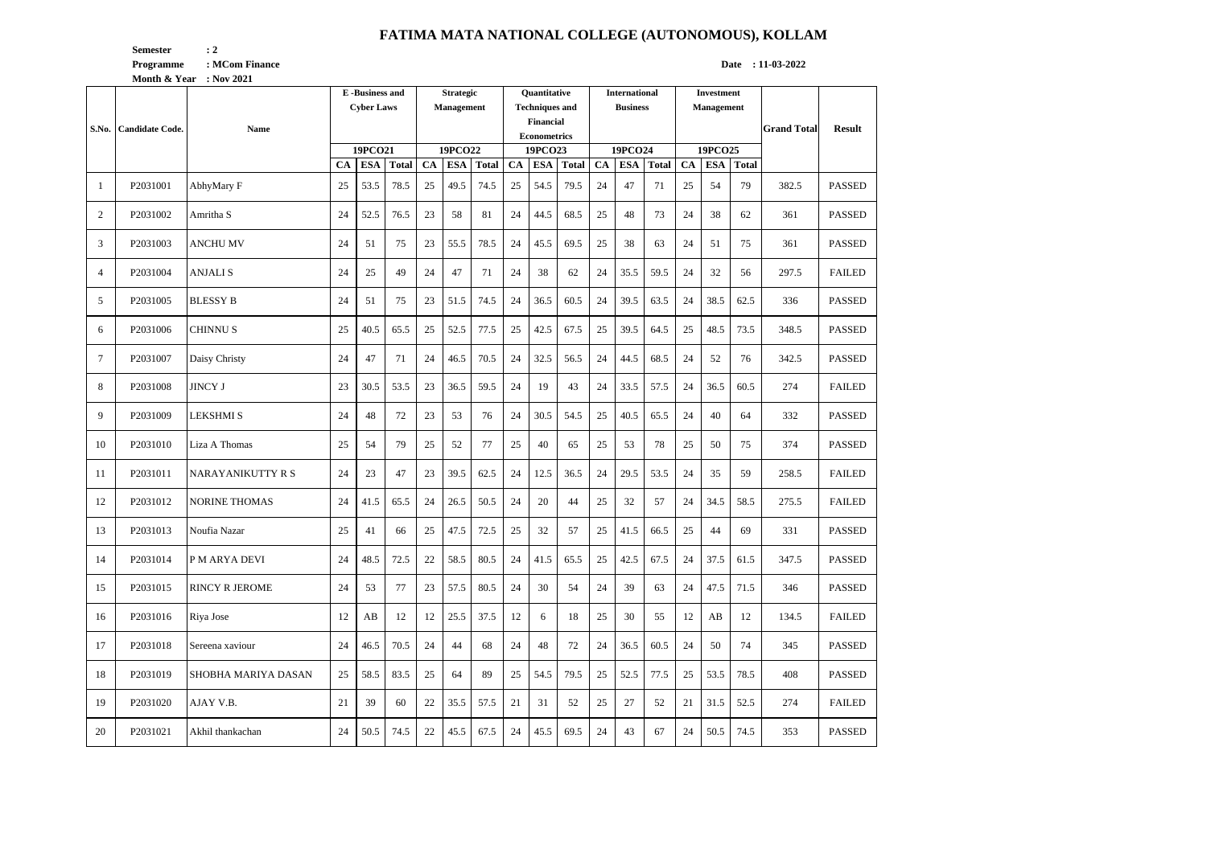# FATIMA MATA NATIONAL COLLEGE (AUTONOMOUS), KOLLAM

**Semester** : 2
**Programme** : MCom Finance
**Month & Year** : Nov 2021

**Date** : 11-03-2022

| S.No. | Candidate Code. | Name | E -Business and Cyber Laws | | | Strategic Management | | | Quantitative Techniques and Financial Econometrics | | | International Business | | | Investment Management | | | Grand Total | Result |
|---|---|---|---|---|---|---|---|---|---|---|---|---|---|---|---|---|---|---|---|
| | | | 19PCO21 | | | 19PCO22 | | | 19PCO23 | | | 19PCO24 | | | 19PCO25 | | | | |
| | | | CA | ESA | Total | CA | ESA | Total | CA | ESA | Total | CA | ESA | Total | CA | ESA | Total | | |
| 1 | P2031001 | AbhyMary F | 25 | 53.5 | 78.5 | 25 | 49.5 | 74.5 | 25 | 54.5 | 79.5 | 24 | 47 | 71 | 25 | 54 | 79 | 382.5 | PASSED |
| 2 | P2031002 | Amritha S | 24 | 52.5 | 76.5 | 23 | 58 | 81 | 24 | 44.5 | 68.5 | 25 | 48 | 73 | 24 | 38 | 62 | 361 | PASSED |
| 3 | P2031003 | ANCHU MV | 24 | 51 | 75 | 23 | 55.5 | 78.5 | 24 | 45.5 | 69.5 | 25 | 38 | 63 | 24 | 51 | 75 | 361 | PASSED |
| 4 | P2031004 | ANJALI S | 24 | 25 | 49 | 24 | 47 | 71 | 24 | 38 | 62 | 24 | 35.5 | 59.5 | 24 | 32 | 56 | 297.5 | FAILED |
| 5 | P2031005 | BLESSY B | 24 | 51 | 75 | 23 | 51.5 | 74.5 | 24 | 36.5 | 60.5 | 24 | 39.5 | 63.5 | 24 | 38.5 | 62.5 | 336 | PASSED |
| 6 | P2031006 | CHINNU S | 25 | 40.5 | 65.5 | 25 | 52.5 | 77.5 | 25 | 42.5 | 67.5 | 25 | 39.5 | 64.5 | 25 | 48.5 | 73.5 | 348.5 | PASSED |
| 7 | P2031007 | Daisy Christy | 24 | 47 | 71 | 24 | 46.5 | 70.5 | 24 | 32.5 | 56.5 | 24 | 44.5 | 68.5 | 24 | 52 | 76 | 342.5 | PASSED |
| 8 | P2031008 | JINCY J | 23 | 30.5 | 53.5 | 23 | 36.5 | 59.5 | 24 | 19 | 43 | 24 | 33.5 | 57.5 | 24 | 36.5 | 60.5 | 274 | FAILED |
| 9 | P2031009 | LEKSHMI S | 24 | 48 | 72 | 23 | 53 | 76 | 24 | 30.5 | 54.5 | 25 | 40.5 | 65.5 | 24 | 40 | 64 | 332 | PASSED |
| 10 | P2031010 | Liza A Thomas | 25 | 54 | 79 | 25 | 52 | 77 | 25 | 40 | 65 | 25 | 53 | 78 | 25 | 50 | 75 | 374 | PASSED |
| 11 | P2031011 | NARAYANIKUTTY R S | 24 | 23 | 47 | 23 | 39.5 | 62.5 | 24 | 12.5 | 36.5 | 24 | 29.5 | 53.5 | 24 | 35 | 59 | 258.5 | FAILED |
| 12 | P2031012 | NORINE THOMAS | 24 | 41.5 | 65.5 | 24 | 26.5 | 50.5 | 24 | 20 | 44 | 25 | 32 | 57 | 24 | 34.5 | 58.5 | 275.5 | FAILED |
| 13 | P2031013 | Noufia Nazar | 25 | 41 | 66 | 25 | 47.5 | 72.5 | 25 | 32 | 57 | 25 | 41.5 | 66.5 | 25 | 44 | 69 | 331 | PASSED |
| 14 | P2031014 | P M ARYA DEVI | 24 | 48.5 | 72.5 | 22 | 58.5 | 80.5 | 24 | 41.5 | 65.5 | 25 | 42.5 | 67.5 | 24 | 37.5 | 61.5 | 347.5 | PASSED |
| 15 | P2031015 | RINCY R JEROME | 24 | 53 | 77 | 23 | 57.5 | 80.5 | 24 | 30 | 54 | 24 | 39 | 63 | 24 | 47.5 | 71.5 | 346 | PASSED |
| 16 | P2031016 | Riya Jose | 12 | AB | 12 | 12 | 25.5 | 37.5 | 12 | 6 | 18 | 25 | 30 | 55 | 12 | AB | 12 | 134.5 | FAILED |
| 17 | P2031018 | Sereena xaviour | 24 | 46.5 | 70.5 | 24 | 44 | 68 | 24 | 48 | 72 | 24 | 36.5 | 60.5 | 24 | 50 | 74 | 345 | PASSED |
| 18 | P2031019 | SHOBHA MARIYA DASAN | 25 | 58.5 | 83.5 | 25 | 64 | 89 | 25 | 54.5 | 79.5 | 25 | 52.5 | 77.5 | 25 | 53.5 | 78.5 | 408 | PASSED |
| 19 | P2031020 | AJAY V.B. | 21 | 39 | 60 | 22 | 35.5 | 57.5 | 21 | 31 | 52 | 25 | 27 | 52 | 21 | 31.5 | 52.5 | 274 | FAILED |
| 20 | P2031021 | Akhil thankachan | 24 | 50.5 | 74.5 | 22 | 45.5 | 67.5 | 24 | 45.5 | 69.5 | 24 | 43 | 67 | 24 | 50.5 | 74.5 | 353 | PASSED |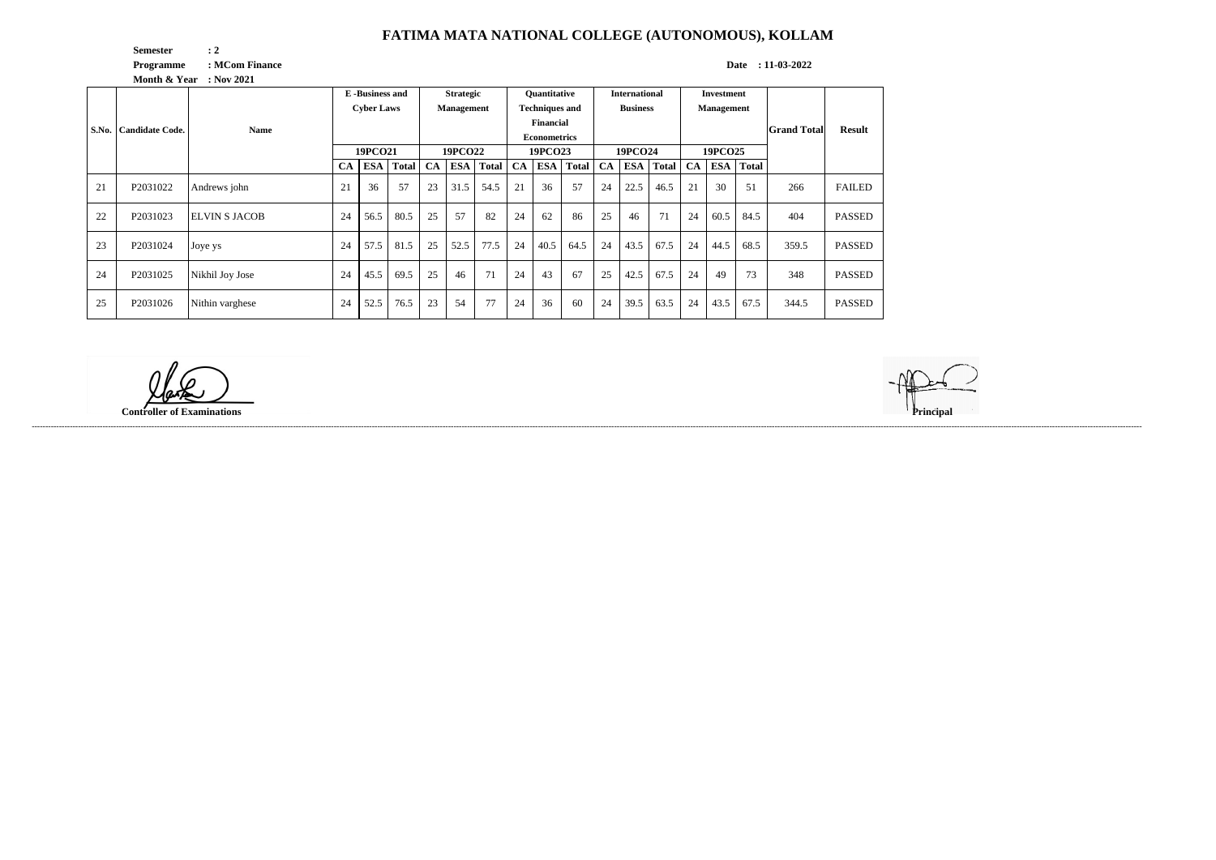# FATIMA MATA NATIONAL COLLEGE (AUTONOMOUS), KOLLAM

**Semester** : 2

**Programme** : MCom Finance

**Month & Year** : Nov 2021

**Date** : 11-03-2022

| S.No. | Candidate Code. | Name | E -Business and Cyber Laws | | | Strategic Management | | | Quantitative Techniques and Financial Econometrics | | | International Business | | | Investment Management | | | Grand Total | Result |
|---|---|---|---|---|---|---|---|---|---|---|---|---|---|---|---|---|---|---|---|
| | | | 19PCO21 | | | 19PCO22 | | | 19PCO23 | | | 19PCO24 | | | 19PCO25 | | | | |
| | | | CA | ESA | Total | CA | ESA | Total | CA | ESA | Total | CA | ESA | Total | CA | ESA | Total | | |
| 21 | P2031022 | Andrews john | 21 | 36 | 57 | 23 | 31.5 | 54.5 | 21 | 36 | 57 | 24 | 22.5 | 46.5 | 21 | 30 | 51 | 266 | FAILED |
| 22 | P2031023 | ELVIN S JACOB | 24 | 56.5 | 80.5 | 25 | 57 | 82 | 24 | 62 | 86 | 25 | 46 | 71 | 24 | 60.5 | 84.5 | 404 | PASSED |
| 23 | P2031024 | Joye ys | 24 | 57.5 | 81.5 | 25 | 52.5 | 77.5 | 24 | 40.5 | 64.5 | 24 | 43.5 | 67.5 | 24 | 44.5 | 68.5 | 359.5 | PASSED |
| 24 | P2031025 | Nikhil Joy Jose | 24 | 45.5 | 69.5 | 25 | 46 | 71 | 24 | 43 | 67 | 25 | 42.5 | 67.5 | 24 | 49 | 73 | 348 | PASSED |
| 25 | P2031026 | Nithin varghese | 24 | 52.5 | 76.5 | 23 | 54 | 77 | 24 | 36 | 60 | 24 | 39.5 | 63.5 | 24 | 43.5 | 67.5 | 344.5 | PASSED |

**Controller of Examinations**

**Principal**